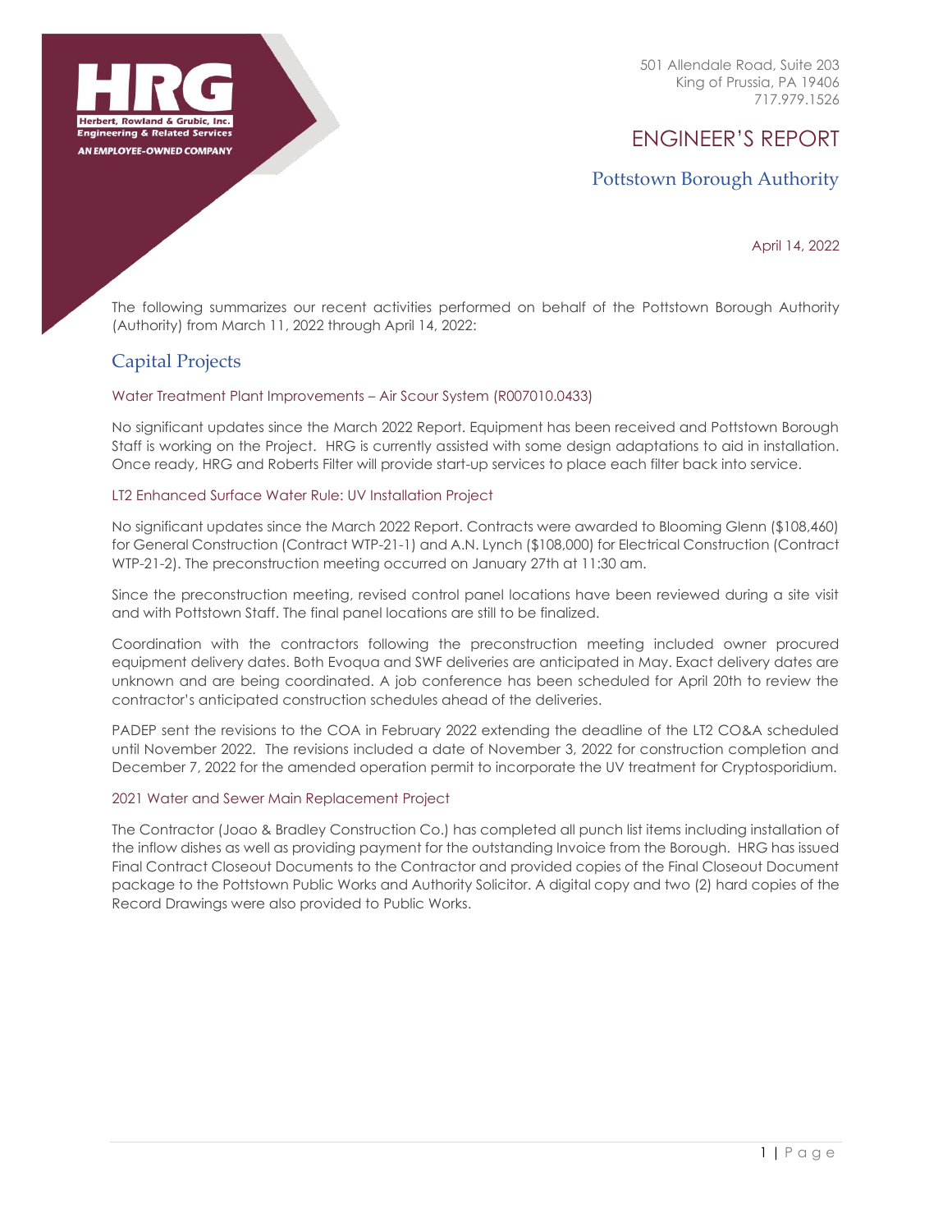HRG
Herbert, Rowland & Grubic, Inc.
Engineering & Related Services
AN EMPLOYEE-OWNED COMPANY

501 Allendale Road, Suite 203
King of Prussia, PA 19406
717.979.1526

# ENGINEER'S REPORT

## Pottstown Borough Authority

April 14, 2022

The following summarizes our recent activities performed on behalf of the Pottstown Borough Authority (Authority) from March 11, 2022 through April 14, 2022:

## Capital Projects

### Water Treatment Plant Improvements – Air Scour System (R007010.0433)

No significant updates since the March 2022 Report. Equipment has been received and Pottstown Borough Staff is working on the Project. HRG is currently assisted with some design adaptations to aid in installation. Once ready, HRG and Roberts Filter will provide start-up services to place each filter back into service.

### LT2 Enhanced Surface Water Rule: UV Installation Project

No significant updates since the March 2022 Report. Contracts were awarded to Blooming Glenn ($108,460) for General Construction (Contract WTP-21-1) and A.N. Lynch ($108,000) for Electrical Construction (Contract WTP-21-2). The preconstruction meeting occurred on January 27th at 11:30 am.

Since the preconstruction meeting, revised control panel locations have been reviewed during a site visit and with Pottstown Staff. The final panel locations are still to be finalized.

Coordination with the contractors following the preconstruction meeting included owner procured equipment delivery dates. Both Evoqua and SWF deliveries are anticipated in May. Exact delivery dates are unknown and are being coordinated. A job conference has been scheduled for April 20th to review the contractor's anticipated construction schedules ahead of the deliveries.

PADEP sent the revisions to the COA in February 2022 extending the deadline of the LT2 CO&A scheduled until November 2022. The revisions included a date of November 3, 2022 for construction completion and December 7, 2022 for the amended operation permit to incorporate the UV treatment for Cryptosporidium.

### 2021 Water and Sewer Main Replacement Project

The Contractor (Joao & Bradley Construction Co.) has completed all punch list items including installation of the inflow dishes as well as providing payment for the outstanding Invoice from the Borough. HRG has issued Final Contract Closeout Documents to the Contractor and provided copies of the Final Closeout Document package to the Pottstown Public Works and Authority Solicitor. A digital copy and two (2) hard copies of the Record Drawings were also provided to Public Works.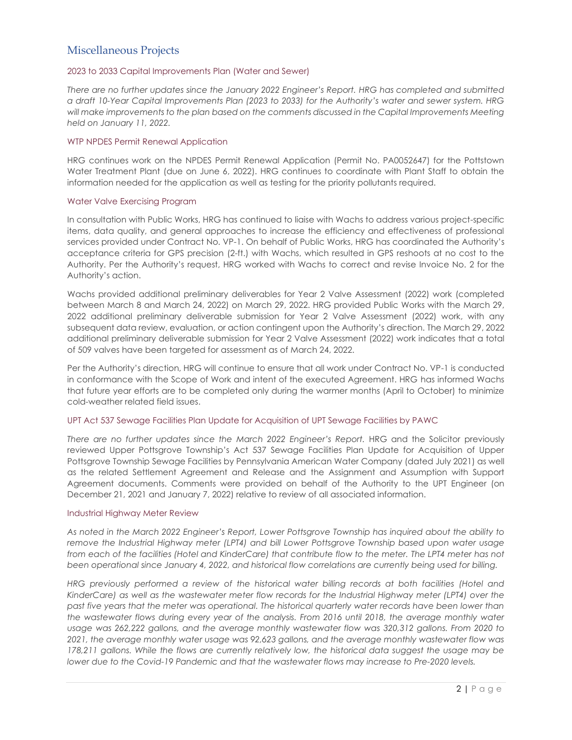## Miscellaneous Projects

### 2023 to 2033 Capital Improvements Plan (Water and Sewer)

*There are no further updates since the January 2022 Engineer's Report. HRG has completed and submitted a draft 10-Year Capital Improvements Plan (2023 to 2033) for the Authority's water and sewer system. HRG will make improvements to the plan based on the comments discussed in the Capital Improvements Meeting held on January 11, 2022.*

### WTP NPDES Permit Renewal Application

HRG continues work on the NPDES Permit Renewal Application (Permit No. PA0052647) for the Pottstown Water Treatment Plant (due on June 6, 2022). HRG continues to coordinate with Plant Staff to obtain the information needed for the application as well as testing for the priority pollutants required.

### Water Valve Exercising Program

In consultation with Public Works, HRG has continued to liaise with Wachs to address various project-specific items, data quality, and general approaches to increase the efficiency and effectiveness of professional services provided under Contract No. VP-1. On behalf of Public Works, HRG has coordinated the Authority's acceptance criteria for GPS precision (2-ft.) with Wachs, which resulted in GPS reshoots at no cost to the Authority. Per the Authority's request, HRG worked with Wachs to correct and revise Invoice No. 2 for the Authority's action.

Wachs provided additional preliminary deliverables for Year 2 Valve Assessment (2022) work (completed between March 8 and March 24, 2022) on March 29, 2022. HRG provided Public Works with the March 29, 2022 additional preliminary deliverable submission for Year 2 Valve Assessment (2022) work, with any subsequent data review, evaluation, or action contingent upon the Authority's direction. The March 29, 2022 additional preliminary deliverable submission for Year 2 Valve Assessment (2022) work indicates that a total of 509 valves have been targeted for assessment as of March 24, 2022.

Per the Authority's direction, HRG will continue to ensure that all work under Contract No. VP-1 is conducted in conformance with the Scope of Work and intent of the executed Agreement. HRG has informed Wachs that future year efforts are to be completed only during the warmer months (April to October) to minimize cold-weather related field issues.

### UPT Act 537 Sewage Facilities Plan Update for Acquisition of UPT Sewage Facilities by PAWC

*There are no further updates since the March 2022 Engineer's Report.* HRG and the Solicitor previously reviewed Upper Pottsgrove Township's Act 537 Sewage Facilities Plan Update for Acquisition of Upper Pottsgrove Township Sewage Facilities by Pennsylvania American Water Company (dated July 2021) as well as the related Settlement Agreement and Release and the Assignment and Assumption with Support Agreement documents. Comments were provided on behalf of the Authority to the UPT Engineer (on December 21, 2021 and January 7, 2022) relative to review of all associated information.

### Industrial Highway Meter Review

*As noted in the March 2022 Engineer's Report, Lower Pottsgrove Township has inquired about the ability to remove the Industrial Highway meter (LPT4) and bill Lower Pottsgrove Township based upon water usage from each of the facilities (Hotel and KinderCare) that contribute flow to the meter. The LPT4 meter has not been operational since January 4, 2022, and historical flow correlations are currently being used for billing.*

*HRG previously performed a review of the historical water billing records at both facilities (Hotel and KinderCare) as well as the wastewater meter flow records for the Industrial Highway meter (LPT4) over the past five years that the meter was operational. The historical quarterly water records have been lower than the wastewater flows during every year of the analysis. From 2016 until 2018, the average monthly water usage was 262,222 gallons, and the average monthly wastewater flow was 320,312 gallons. From 2020 to 2021, the average monthly water usage was 92,623 gallons, and the average monthly wastewater flow was 178,211 gallons. While the flows are currently relatively low, the historical data suggest the usage may be lower due to the Covid-19 Pandemic and that the wastewater flows may increase to Pre-2020 levels.*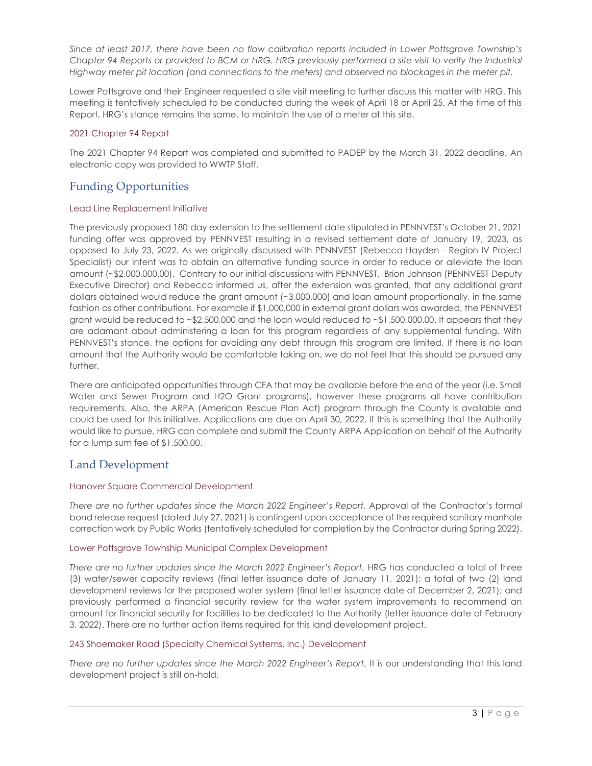*Since at least 2017, there have been no flow calibration reports included in Lower Pottsgrove Township's Chapter 94 Reports or provided to BCM or HRG. HRG previously performed a site visit to verify the Industrial Highway meter pit location (and connections to the meters) and observed no blockages in the meter pit.*

Lower Pottsgrove and their Engineer requested a site visit meeting to further discuss this matter with HRG. This meeting is tentatively scheduled to be conducted during the week of April 18 or April 25. At the time of this Report, HRG's stance remains the same, to maintain the use of a meter at this site.

### 2021 Chapter 94 Report

The 2021 Chapter 94 Report was completed and submitted to PADEP by the March 31, 2022 deadline. An electronic copy was provided to WWTP Staff.

## Funding Opportunities

### Lead Line Replacement Initiative

The previously proposed 180-day extension to the settlement date stipulated in PENNVEST's October 21, 2021 funding offer was approved by PENNVEST resulting in a revised settlement date of January 19, 2023, as opposed to July 23, 2022. As we originally discussed with PENNVEST (Rebecca Hayden - Region IV Project Specialist) our intent was to obtain an alternative funding source in order to reduce or alleviate the loan amount (~$2,000,000.00). Contrary to our initial discussions with PENNVEST, Brion Johnson (PENNVEST Deputy Executive Director) and Rebecca informed us, after the extension was granted, that any additional grant dollars obtained would reduce the grant amount (~3,000,000) and loan amount proportionally, in the same fashion as other contributions. For example if $1,000,000 in external grant dollars was awarded, the PENNVEST grant would be reduced to ~$2,500,000 and the loan would reduced to ~$1,500,000.00. It appears that they are adamant about administering a loan for this program regardless of any supplemental funding. With PENNVEST's stance, the options for avoiding any debt through this program are limited. If there is no loan amount that the Authority would be comfortable taking on, we do not feel that this should be pursued any further.

There are anticipated opportunities through CFA that may be available before the end of the year (i.e. Small Water and Sewer Program and H2O Grant programs), however these programs all have contribution requirements. Also, the ARPA (American Rescue Plan Act) program through the County is available and could be used for this initiative. Applications are due on April 30, 2022. If this is something that the Authority would like to pursue, HRG can complete and submit the County ARPA Application on behalf of the Authority for a lump sum fee of $1,500.00.

## Land Development

### Hanover Square Commercial Development

*There are no further updates since the March 2022 Engineer's Report.* Approval of the Contractor's formal bond release request (dated July 27, 2021) is contingent upon acceptance of the required sanitary manhole correction work by Public Works (tentatively scheduled for completion by the Contractor during Spring 2022).

### Lower Pottsgrove Township Municipal Complex Development

*There are no further updates since the March 2022 Engineer's Report.* HRG has conducted a total of three (3) water/sewer capacity reviews (final letter issuance date of January 11, 2021); a total of two (2) land development reviews for the proposed water system (final letter issuance date of December 2, 2021); and previously performed a financial security review for the water system improvements to recommend an amount for financial security for facilities to be dedicated to the Authority (letter issuance date of February 3, 2022). There are no further action items required for this land development project.

### 243 Shoemaker Road (Specialty Chemical Systems, Inc.) Development

*There are no further updates since the March 2022 Engineer's Report.* It is our understanding that this land development project is still on-hold.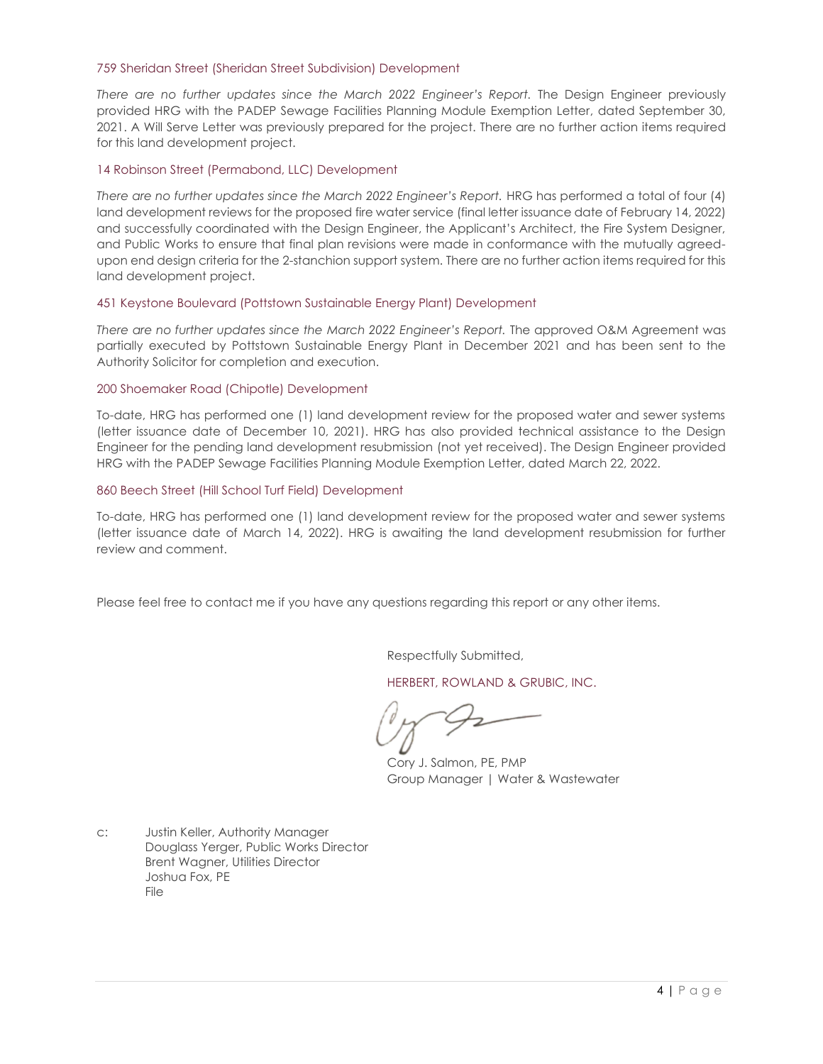### 759 Sheridan Street (Sheridan Street Subdivision) Development

*There are no further updates since the March 2022 Engineer's Report.* The Design Engineer previously provided HRG with the PADEP Sewage Facilities Planning Module Exemption Letter, dated September 30, 2021. A Will Serve Letter was previously prepared for the project. There are no further action items required for this land development project.

### 14 Robinson Street (Permabond, LLC) Development

*There are no further updates since the March 2022 Engineer's Report.* HRG has performed a total of four (4) land development reviews for the proposed fire water service (final letter issuance date of February 14, 2022) and successfully coordinated with the Design Engineer, the Applicant's Architect, the Fire System Designer, and Public Works to ensure that final plan revisions were made in conformance with the mutually agreed-upon end design criteria for the 2-stanchion support system. There are no further action items required for this land development project.

### 451 Keystone Boulevard (Pottstown Sustainable Energy Plant) Development

*There are no further updates since the March 2022 Engineer's Report.* The approved O&M Agreement was partially executed by Pottstown Sustainable Energy Plant in December 2021 and has been sent to the Authority Solicitor for completion and execution.

### 200 Shoemaker Road (Chipotle) Development

To-date, HRG has performed one (1) land development review for the proposed water and sewer systems (letter issuance date of December 10, 2021). HRG has also provided technical assistance to the Design Engineer for the pending land development resubmission (not yet received). The Design Engineer provided HRG with the PADEP Sewage Facilities Planning Module Exemption Letter, dated March 22, 2022.

### 860 Beech Street (Hill School Turf Field) Development

To-date, HRG has performed one (1) land development review for the proposed water and sewer systems (letter issuance date of March 14, 2022). HRG is awaiting the land development resubmission for further review and comment.

Please feel free to contact me if you have any questions regarding this report or any other items.

Respectfully Submitted,

HERBERT, ROWLAND & GRUBIC, INC.

Cory J. Salmon, PE, PMP
Group Manager | Water & Wastewater

c: Justin Keller, Authority Manager
Douglass Yerger, Public Works Director
Brent Wagner, Utilities Director
Joshua Fox, PE
File